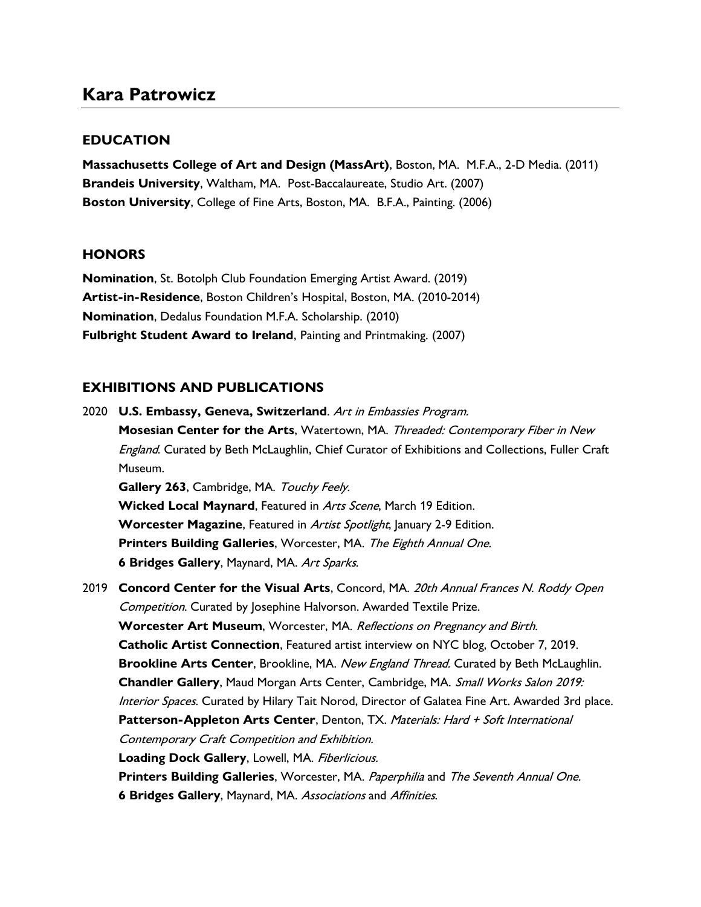# Kara Patrowicz

## EDUCATION

**Massachusetts College of Art and Design (MassArt)**, Boston, MA. M.F.A., 2-D Media. (2011)
**Brandeis University**, Waltham, MA. Post-Baccalaureate, Studio Art. (2007)
**Boston University**, College of Fine Arts, Boston, MA. B.F.A., Painting. (2006)

## HONORS

**Nomination**, St. Botolph Club Foundation Emerging Artist Award. (2019)
**Artist-in-Residence**, Boston Children's Hospital, Boston, MA. (2010-2014)
**Nomination**, Dedalus Foundation M.F.A. Scholarship. (2010)
**Fulbright Student Award to Ireland**, Painting and Printmaking. (2007)

## EXHIBITIONS AND PUBLICATIONS

2020 **U.S. Embassy, Geneva, Switzerland**. *Art in Embassies Program.*
**Mosesian Center for the Arts**, Watertown, MA. *Threaded: Contemporary Fiber in New England*. Curated by Beth McLaughlin, Chief Curator of Exhibitions and Collections, Fuller Craft Museum.
**Gallery 263**, Cambridge, MA. *Touchy Feely.*
**Wicked Local Maynard**, Featured in *Arts Scene*, March 19 Edition.
**Worcester Magazine**, Featured in *Artist Spotlight*, January 2-9 Edition.
**Printers Building Galleries**, Worcester, MA. *The Eighth Annual One.*
**6 Bridges Gallery**, Maynard, MA. *Art Sparks*.

2019 **Concord Center for the Visual Arts**, Concord, MA. *20th Annual Frances N. Roddy Open Competition*. Curated by Josephine Halvorson. Awarded Textile Prize.
**Worcester Art Museum**, Worcester, MA. *Reflections on Pregnancy and Birth.*
**Catholic Artist Connection**, Featured artist interview on NYC blog, October 7, 2019.
**Brookline Arts Center**, Brookline, MA. *New England Thread*. Curated by Beth McLaughlin.
**Chandler Gallery**, Maud Morgan Arts Center, Cambridge, MA. *Small Works Salon 2019: Interior Spaces*. Curated by Hilary Tait Norod, Director of Galatea Fine Art. Awarded 3rd place.
**Patterson-Appleton Arts Center**, Denton, TX. *Materials: Hard + Soft International Contemporary Craft Competition and Exhibition.*
**Loading Dock Gallery**, Lowell, MA. *Fiberlicious.*
**Printers Building Galleries**, Worcester, MA. *Paperphilia* and *The Seventh Annual One.*
**6 Bridges Gallery**, Maynard, MA. *Associations* and *Affinities*.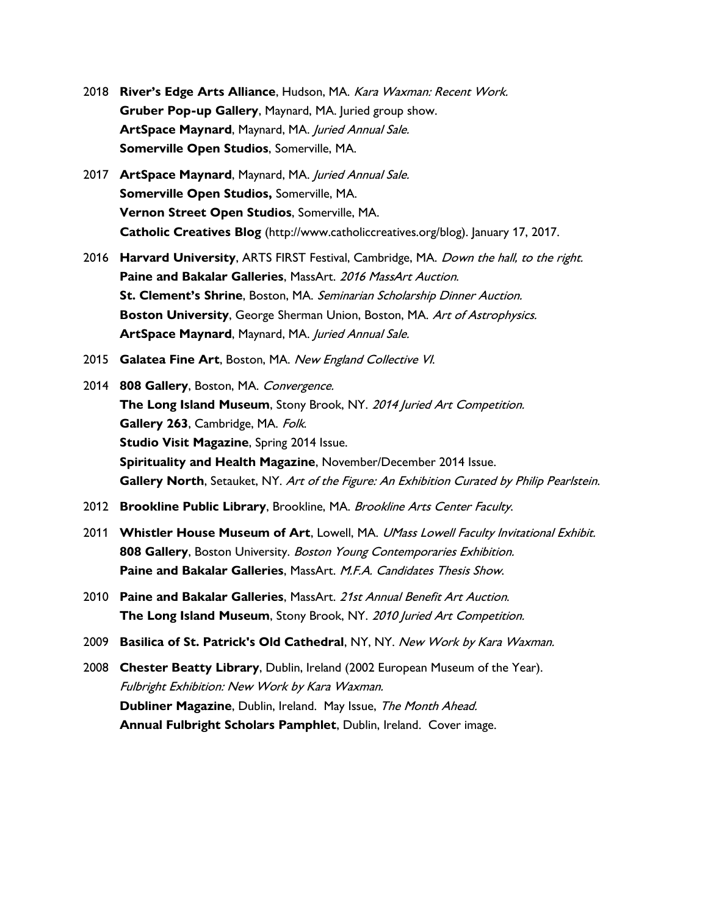2018 **River's Edge Arts Alliance**, Hudson, MA. *Kara Waxman: Recent Work.*
**Gruber Pop-up Gallery**, Maynard, MA. Juried group show.
**ArtSpace Maynard**, Maynard, MA. *Juried Annual Sale.*
**Somerville Open Studios**, Somerville, MA.

2017 **ArtSpace Maynard**, Maynard, MA. *Juried Annual Sale.*
**Somerville Open Studios,** Somerville, MA.
**Vernon Street Open Studios**, Somerville, MA.
**Catholic Creatives Blog** (http://www.catholiccreatives.org/blog). January 17, 2017.

2016 **Harvard University**, ARTS FIRST Festival, Cambridge, MA. *Down the hall, to the right.*
**Paine and Bakalar Galleries**, MassArt. *2016 MassArt Auction.*
**St. Clement's Shrine**, Boston, MA. *Seminarian Scholarship Dinner Auction.*
**Boston University**, George Sherman Union, Boston, MA. *Art of Astrophysics.*
**ArtSpace Maynard**, Maynard, MA. *Juried Annual Sale.*

2015 **Galatea Fine Art**, Boston, MA. *New England Collective VI.*

2014 **808 Gallery**, Boston, MA. *Convergence.*
**The Long Island Museum**, Stony Brook, NY. *2014 Juried Art Competition.*
**Gallery 263**, Cambridge, MA. *Folk.*
**Studio Visit Magazine**, Spring 2014 Issue.
**Spirituality and Health Magazine**, November/December 2014 Issue.
**Gallery North**, Setauket, NY. *Art of the Figure: An Exhibition Curated by Philip Pearlstein.*

2012 **Brookline Public Library**, Brookline, MA. *Brookline Arts Center Faculty.*

2011 **Whistler House Museum of Art**, Lowell, MA. *UMass Lowell Faculty Invitational Exhibit.*
**808 Gallery**, Boston University. *Boston Young Contemporaries Exhibition.*
**Paine and Bakalar Galleries**, MassArt. *M.F.A. Candidates Thesis Show.*

2010 **Paine and Bakalar Galleries**, MassArt. *21st Annual Benefit Art Auction.*
**The Long Island Museum**, Stony Brook, NY. *2010 Juried Art Competition.*

2009 **Basilica of St. Patrick's Old Cathedral**, NY, NY. *New Work by Kara Waxman.*

2008 **Chester Beatty Library**, Dublin, Ireland (2002 European Museum of the Year).
*Fulbright Exhibition: New Work by Kara Waxman.*
**Dubliner Magazine**, Dublin, Ireland. May Issue, *The Month Ahead.*
**Annual Fulbright Scholars Pamphlet**, Dublin, Ireland. Cover image.